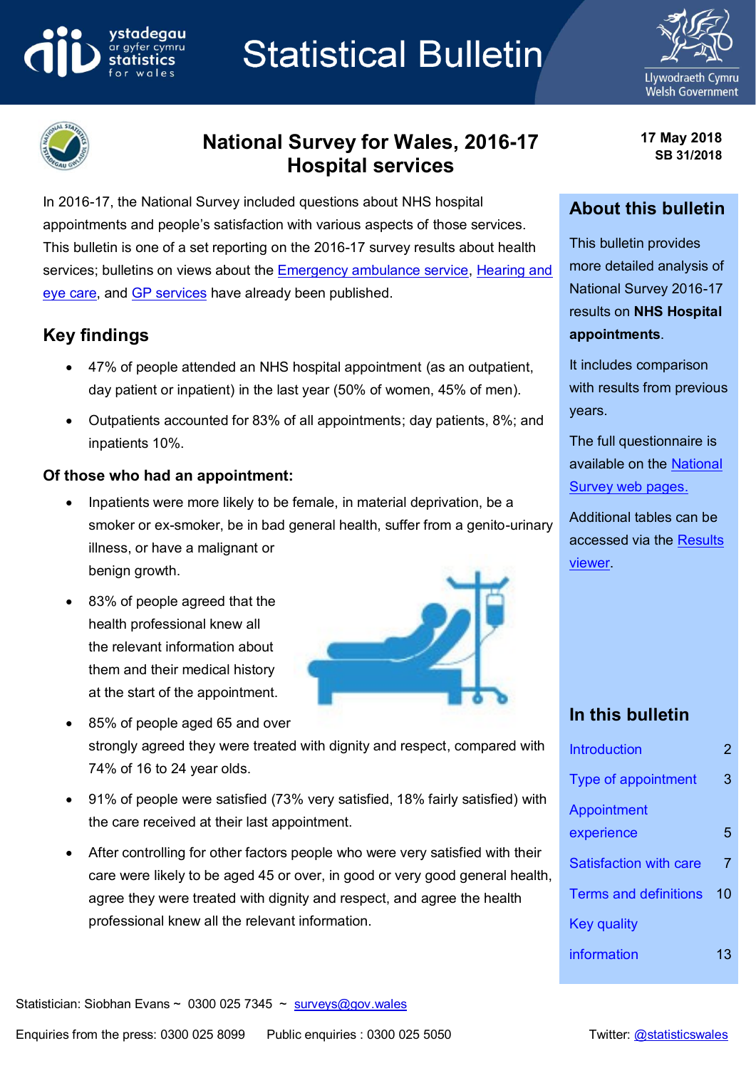# Statistical Bulletin

## National Survey for Wales, 2016-17
## Hospital services

**17 May 2018**
**SB 31/2018**

In 2016-17, the National Survey included questions about NHS hospital appointments and people's satisfaction with various aspects of those services. This bulletin is one of a set reporting on the 2016-17 survey results about health services; bulletins on views about the Emergency ambulance service, Hearing and eye care, and GP services have already been published.

## Key findings

- 47% of people attended an NHS hospital appointment (as an outpatient, day patient or inpatient) in the last year (50% of women, 45% of men).
- Outpatients accounted for 83% of all appointments; day patients, 8%; and inpatients 10%.

### Of those who had an appointment:

- Inpatients were more likely to be female, in material deprivation, be a smoker or ex-smoker, be in bad general health, suffer from a genito-urinary illness, or have a malignant or benign growth.
- 83% of people agreed that the health professional knew all the relevant information about them and their medical history at the start of the appointment.
- 85% of people aged 65 and over strongly agreed they were treated with dignity and respect, compared with 74% of 16 to 24 year olds.
- 91% of people were satisfied (73% very satisfied, 18% fairly satisfied) with the care received at their last appointment.
- After controlling for other factors people who were very satisfied with their care were likely to be aged 45 or over, in good or very good general health, agree they were treated with dignity and respect, and agree the health professional knew all the relevant information.

## About this bulletin

This bulletin provides more detailed analysis of National Survey 2016-17 results on **NHS Hospital appointments**.

It includes comparison with results from previous years.

The full questionnaire is available on the National Survey web pages.

Additional tables can be accessed via the Results viewer.

## In this bulletin

| | |
|---|---|
| Introduction | 2 |
| Type of appointment | 3 |
| Appointment experience | 5 |
| Satisfaction with care | 7 |
| Terms and definitions | 10 |
| Key quality information | 13 |

Statistician: Siobhan Evans ~ 0300 025 7345 ~ surveys@gov.wales

Enquiries from the press: 0300 025 8099 Public enquiries : 0300 025 5050 Twitter: @statisticswales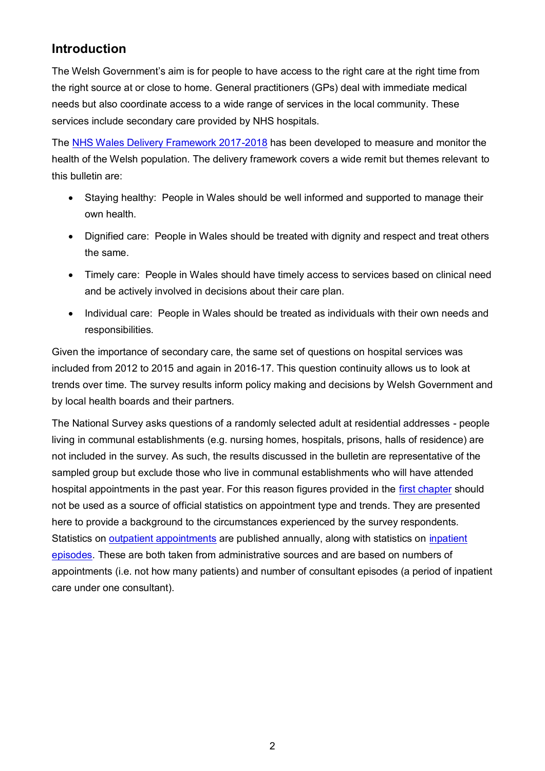## Introduction

The Welsh Government's aim is for people to have access to the right care at the right time from the right source at or close to home. General practitioners (GPs) deal with immediate medical needs but also coordinate access to a wide range of services in the local community. These services include secondary care provided by NHS hospitals.

The NHS Wales Delivery Framework 2017-2018 has been developed to measure and monitor the health of the Welsh population. The delivery framework covers a wide remit but themes relevant to this bulletin are:

- Staying healthy: People in Wales should be well informed and supported to manage their own health.
- Dignified care: People in Wales should be treated with dignity and respect and treat others the same.
- Timely care: People in Wales should have timely access to services based on clinical need and be actively involved in decisions about their care plan.
- Individual care: People in Wales should be treated as individuals with their own needs and responsibilities.

Given the importance of secondary care, the same set of questions on hospital services was included from 2012 to 2015 and again in 2016-17. This question continuity allows us to look at trends over time. The survey results inform policy making and decisions by Welsh Government and by local health boards and their partners.

The National Survey asks questions of a randomly selected adult at residential addresses - people living in communal establishments (e.g. nursing homes, hospitals, prisons, halls of residence) are not included in the survey. As such, the results discussed in the bulletin are representative of the sampled group but exclude those who live in communal establishments who will have attended hospital appointments in the past year. For this reason figures provided in the first chapter should not be used as a source of official statistics on appointment type and trends. They are presented here to provide a background to the circumstances experienced by the survey respondents. Statistics on outpatient appointments are published annually, along with statistics on inpatient episodes. These are both taken from administrative sources and are based on numbers of appointments (i.e. not how many patients) and number of consultant episodes (a period of inpatient care under one consultant).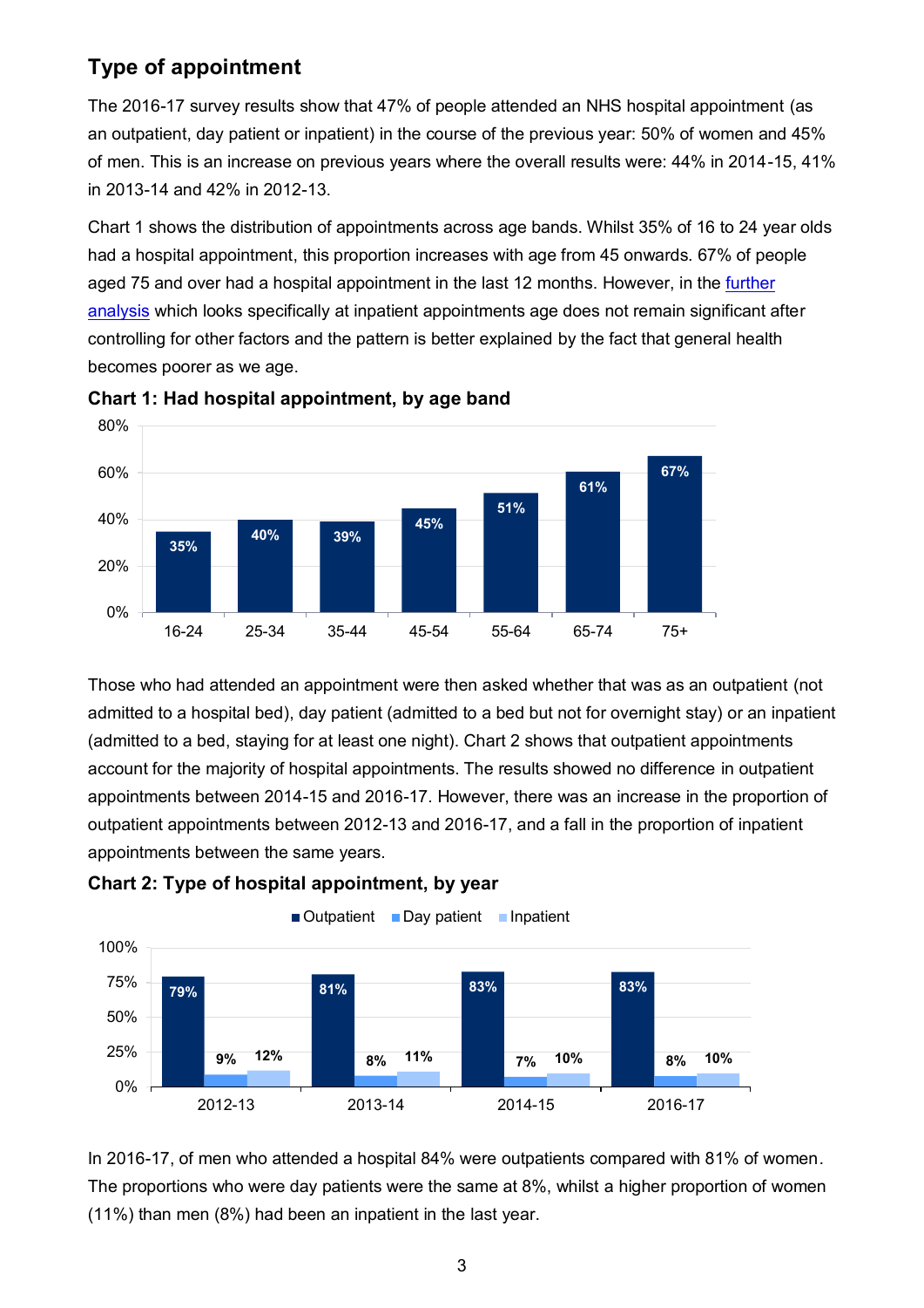## Type of appointment

The 2016-17 survey results show that 47% of people attended an NHS hospital appointment (as an outpatient, day patient or inpatient) in the course of the previous year: 50% of women and 45% of men. This is an increase on previous years where the overall results were: 44% in 2014-15, 41% in 2013-14 and 42% in 2012-13.

Chart 1 shows the distribution of appointments across age bands. Whilst 35% of 16 to 24 year olds had a hospital appointment, this proportion increases with age from 45 onwards. 67% of people aged 75 and over had a hospital appointment in the last 12 months. However, in the further analysis which looks specifically at inpatient appointments age does not remain significant after controlling for other factors and the pattern is better explained by the fact that general health becomes poorer as we age.

**Chart 1: Had hospital appointment, by age band**

| Age band | Had hospital appointment |
|---|---|
| 16-24 | 35% |
| 25-34 | 40% |
| 35-44 | 39% |
| 45-54 | 45% |
| 55-64 | 51% |
| 65-74 | 61% |
| 75+ | 67% |

Those who had attended an appointment were then asked whether that was as an outpatient (not admitted to a hospital bed), day patient (admitted to a bed but not for overnight stay) or an inpatient (admitted to a bed, staying for at least one night). Chart 2 shows that outpatient appointments account for the majority of hospital appointments. The results showed no difference in outpatient appointments between 2014-15 and 2016-17. However, there was an increase in the proportion of outpatient appointments between 2012-13 and 2016-17, and a fall in the proportion of inpatient appointments between the same years.

**Chart 2: Type of hospital appointment, by year**

| Year | Outpatient | Day patient | Inpatient |
|---|---|---|---|
| 2012-13 | 79% | 9% | 12% |
| 2013-14 | 81% | 8% | 11% |
| 2014-15 | 83% | 7% | 10% |
| 2016-17 | 83% | 8% | 10% |

In 2016-17, of men who attended a hospital 84% were outpatients compared with 81% of women. The proportions who were day patients were the same at 8%, whilst a higher proportion of women (11%) than men (8%) had been an inpatient in the last year.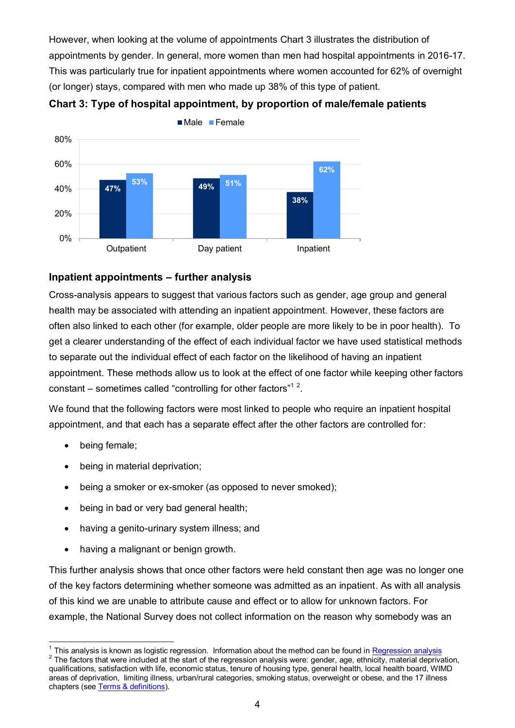However, when looking at the volume of appointments Chart 3 illustrates the distribution of appointments by gender. In general, more women than men had hospital appointments in 2016-17. This was particularly true for inpatient appointments where women accounted for 62% of overnight (or longer) stays, compared with men who made up 38% of this type of patient.

**Chart 3: Type of hospital appointment, by proportion of male/female patients**

| | Male | Female |
|---|---|---|
| Outpatient | 47% | 53% |
| Day patient | 49% | 51% |
| Inpatient | 38% | 62% |

### Inpatient appointments – further analysis

Cross-analysis appears to suggest that various factors such as gender, age group and general health may be associated with attending an inpatient appointment. However, these factors are often also linked to each other (for example, older people are more likely to be in poor health). To get a clearer understanding of the effect of each individual factor we have used statistical methods to separate out the individual effect of each factor on the likelihood of having an inpatient appointment. These methods allow us to look at the effect of one factor while keeping other factors constant – sometimes called "controlling for other factors"[1] [2].

We found that the following factors were most linked to people who require an inpatient hospital appointment, and that each has a separate effect after the other factors are controlled for:

- being female;
- being in material deprivation;
- being a smoker or ex-smoker (as opposed to never smoked);
- being in bad or very bad general health;
- having a genito-urinary system illness; and
- having a malignant or benign growth.

This further analysis shows that once other factors were held constant then age was no longer one of the key factors determining whether someone was admitted as an inpatient. As with all analysis of this kind we are unable to attribute cause and effect or to allow for unknown factors. For example, the National Survey does not collect information on the reason why somebody was an

---

[1] This analysis is known as logistic regression. Information about the method can be found in Regression analysis

[2] The factors that were included at the start of the regression analysis were: gender, age, ethnicity, material deprivation, qualifications, satisfaction with life, economic status, tenure of housing type, general health, local health board, WIMD areas of deprivation, limiting illness, urban/rural categories, smoking status, overweight or obese, and the 17 illness chapters (see Terms & definitions).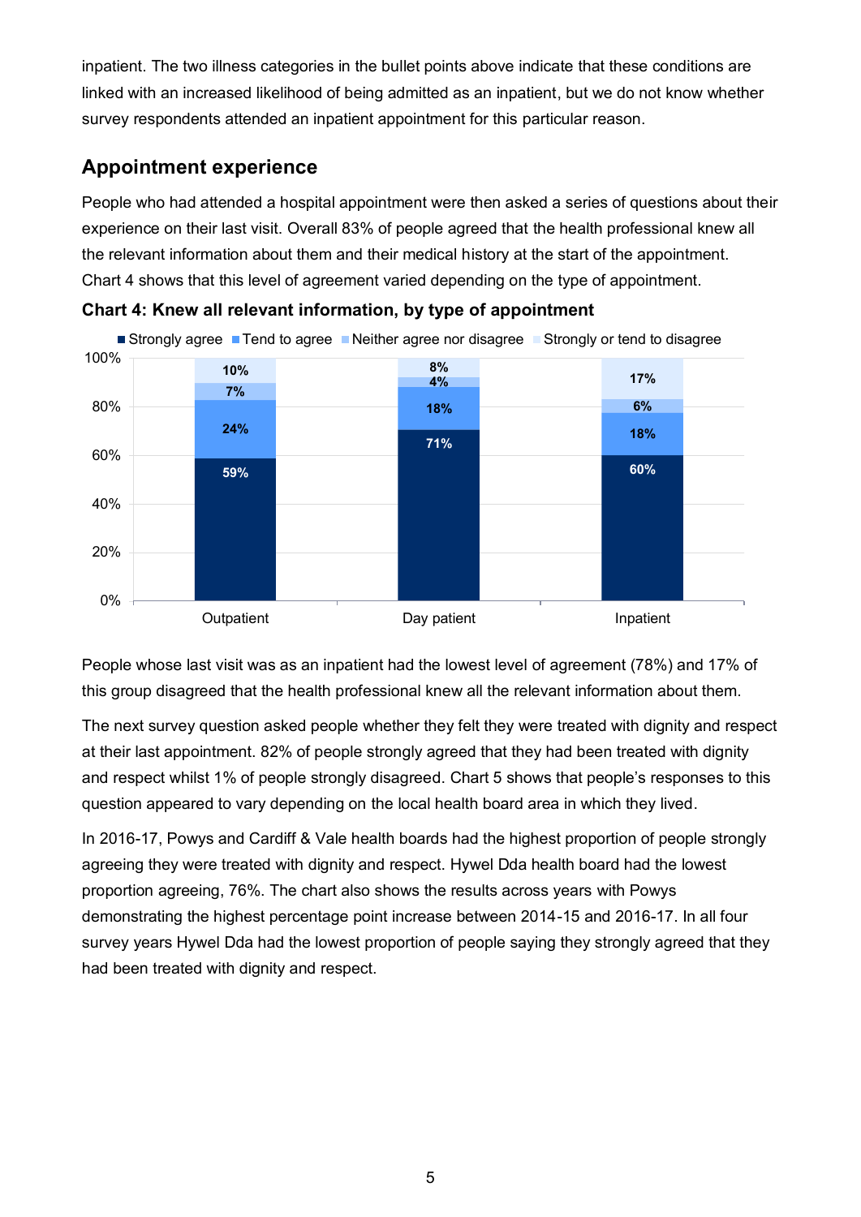inpatient. The two illness categories in the bullet points above indicate that these conditions are linked with an increased likelihood of being admitted as an inpatient, but we do not know whether survey respondents attended an inpatient appointment for this particular reason.

## Appointment experience

People who had attended a hospital appointment were then asked a series of questions about their experience on their last visit. Overall 83% of people agreed that the health professional knew all the relevant information about them and their medical history at the start of the appointment. Chart 4 shows that this level of agreement varied depending on the type of appointment.

**Chart 4: Knew all relevant information, by type of appointment**

| | Strongly agree | Tend to agree | Neither agree nor disagree | Strongly or tend to disagree |
|---|---|---|---|---|
| Outpatient | 59% | 24% | 7% | 10% |
| Day patient | 71% | 18% | 4% | 8% |
| Inpatient | 60% | 18% | 6% | 17% |

People whose last visit was as an inpatient had the lowest level of agreement (78%) and 17% of this group disagreed that the health professional knew all the relevant information about them.

The next survey question asked people whether they felt they were treated with dignity and respect at their last appointment. 82% of people strongly agreed that they had been treated with dignity and respect whilst 1% of people strongly disagreed. Chart 5 shows that people's responses to this question appeared to vary depending on the local health board area in which they lived.

In 2016-17, Powys and Cardiff & Vale health boards had the highest proportion of people strongly agreeing they were treated with dignity and respect. Hywel Dda health board had the lowest proportion agreeing, 76%. The chart also shows the results across years with Powys demonstrating the highest percentage point increase between 2014-15 and 2016-17. In all four survey years Hywel Dda had the lowest proportion of people saying they strongly agreed that they had been treated with dignity and respect.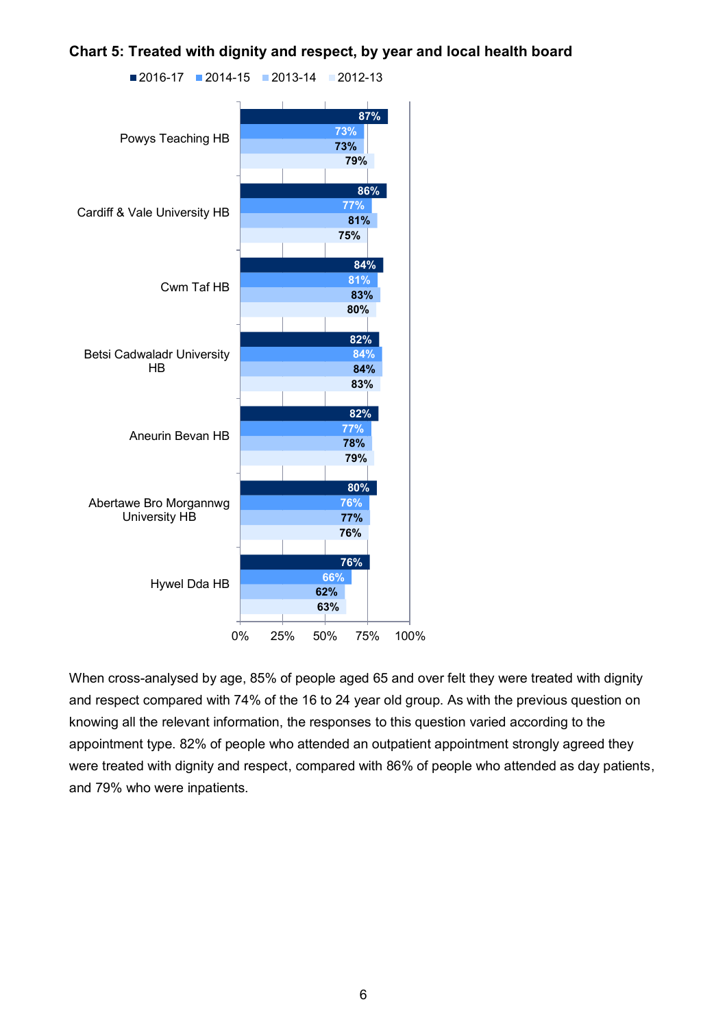**Chart 5: Treated with dignity and respect, by year and local health board**

| Local health board | 2016-17 | 2014-15 | 2013-14 | 2012-13 |
|---|---|---|---|---|
| Powys Teaching HB | 87% | 73% | 73% | 79% |
| Cardiff & Vale University HB | 86% | 77% | 81% | 75% |
| Cwm Taf HB | 84% | 81% | 83% | 80% |
| Betsi Cadwaladr University HB | 82% | 84% | 84% | 83% |
| Aneurin Bevan HB | 82% | 77% | 78% | 79% |
| Abertawe Bro Morgannwg University HB | 80% | 76% | 77% | 76% |
| Hywel Dda HB | 76% | 66% | 62% | 63% |

When cross-analysed by age, 85% of people aged 65 and over felt they were treated with dignity and respect compared with 74% of the 16 to 24 year old group. As with the previous question on knowing all the relevant information, the responses to this question varied according to the appointment type. 82% of people who attended an outpatient appointment strongly agreed they were treated with dignity and respect, compared with 86% of people who attended as day patients, and 79% who were inpatients.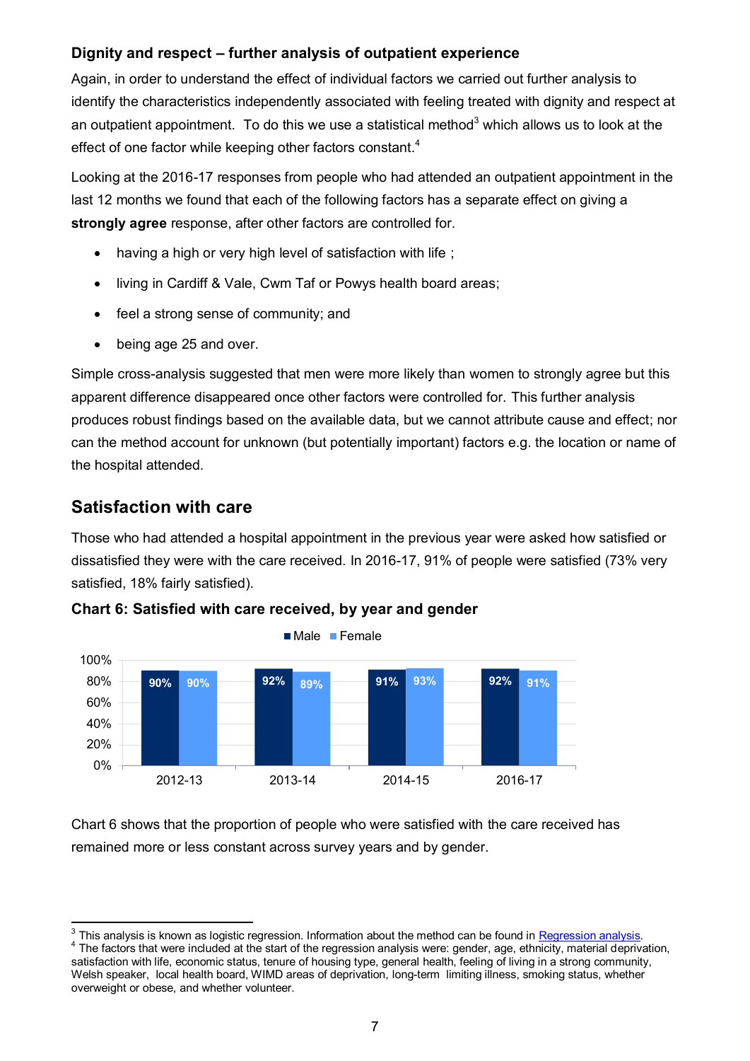### Dignity and respect – further analysis of outpatient experience

Again, in order to understand the effect of individual factors we carried out further analysis to identify the characteristics independently associated with feeling treated with dignity and respect at an outpatient appointment. To do this we use a statistical method[3] which allows us to look at the effect of one factor while keeping other factors constant.[4]

Looking at the 2016-17 responses from people who had attended an outpatient appointment in the last 12 months we found that each of the following factors has a separate effect on giving a **strongly agree** response, after other factors are controlled for.

- having a high or very high level of satisfaction with life ;
- living in Cardiff & Vale, Cwm Taf or Powys health board areas;
- feel a strong sense of community; and
- being age 25 and over.

Simple cross-analysis suggested that men were more likely than women to strongly agree but this apparent difference disappeared once other factors were controlled for. This further analysis produces robust findings based on the available data, but we cannot attribute cause and effect; nor can the method account for unknown (but potentially important) factors e.g. the location or name of the hospital attended.

## Satisfaction with care

Those who had attended a hospital appointment in the previous year were asked how satisfied or dissatisfied they were with the care received. In 2016-17, 91% of people were satisfied (73% very satisfied, 18% fairly satisfied).

**Chart 6: Satisfied with care received, by year and gender**

| | Male | Female |
|---|---|---|
| 2012-13 | 90% | 90% |
| 2013-14 | 92% | 89% |
| 2014-15 | 91% | 93% |
| 2016-17 | 92% | 91% |

Chart 6 shows that the proportion of people who were satisfied with the care received has remained more or less constant across survey years and by gender.

---

[3] This analysis is known as logistic regression. Information about the method can be found in Regression analysis.

[4] The factors that were included at the start of the regression analysis were: gender, age, ethnicity, material deprivation, satisfaction with life, economic status, tenure of housing type, general health, feeling of living in a strong community, Welsh speaker, local health board, WIMD areas of deprivation, long-term limiting illness, smoking status, whether overweight or obese, and whether volunteer.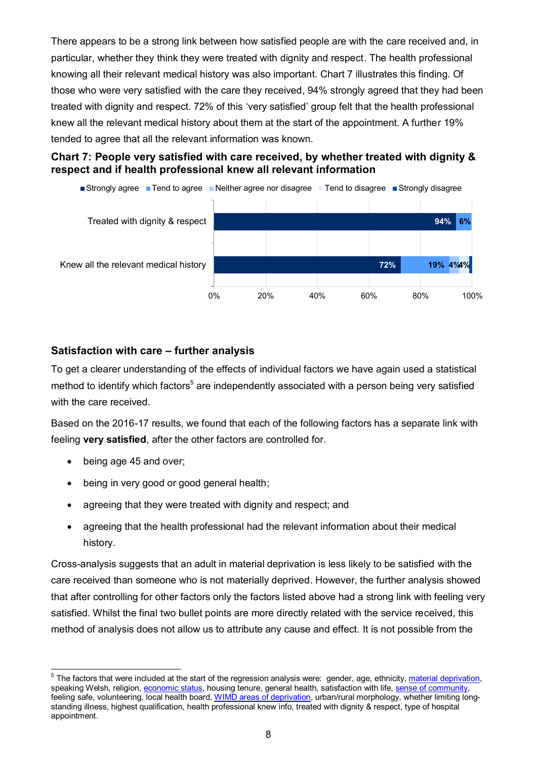There appears to be a strong link between how satisfied people are with the care received and, in particular, whether they think they were treated with dignity and respect. The health professional knowing all their relevant medical history was also important. Chart 7 illustrates this finding. Of those who were very satisfied with the care they received, 94% strongly agreed that they had been treated with dignity and respect. 72% of this 'very satisfied' group felt that the health professional knew all the relevant medical history about them at the start of the appointment. A further 19% tended to agree that all the relevant information was known.

**Chart 7: People very satisfied with care received, by whether treated with dignity & respect and if health professional knew all relevant information**

| | Strongly agree | Tend to agree | Neither agree nor disagree | Tend to disagree | Strongly disagree |
|---|---|---|---|---|---|
| Treated with dignity & respect | 94% | 6% | | | |
| Knew all the relevant medical history | 72% | 19% | 4% | 4% | |

## Satisfaction with care – further analysis

To get a clearer understanding of the effects of individual factors we have again used a statistical method to identify which factors[5] are independently associated with a person being very satisfied with the care received.

Based on the 2016-17 results, we found that each of the following factors has a separate link with feeling **very satisfied**, after the other factors are controlled for.

- being age 45 and over;
- being in very good or good general health;
- agreeing that they were treated with dignity and respect; and
- agreeing that the health professional had the relevant information about their medical history.

Cross-analysis suggests that an adult in material deprivation is less likely to be satisfied with the care received than someone who is not materially deprived. However, the further analysis showed that after controlling for other factors only the factors listed above had a strong link with feeling very satisfied. Whilst the final two bullet points are more directly related with the service received, this method of analysis does not allow us to attribute any cause and effect. It is not possible from the

[5] The factors that were included at the start of the regression analysis were: gender, age, ethnicity, material deprivation, speaking Welsh, religion, economic status, housing tenure, general health, satisfaction with life, sense of community, feeling safe, volunteering, local health board, WIMD areas of deprivation, urban/rural morphology, whether limiting long-standing illness, highest qualification, health professional knew info, treated with dignity & respect, type of hospital appointment.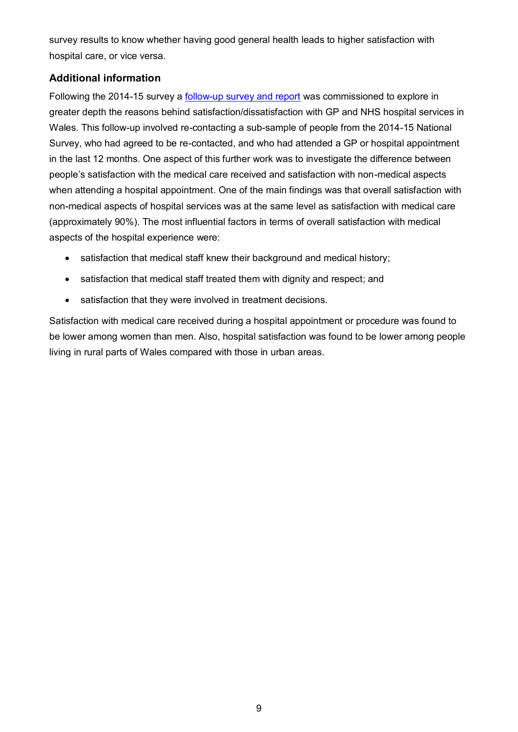survey results to know whether having good general health leads to higher satisfaction with hospital care, or vice versa.

### Additional information

Following the 2014-15 survey a [follow-up survey and report]() was commissioned to explore in greater depth the reasons behind satisfaction/dissatisfaction with GP and NHS hospital services in Wales. This follow-up involved re-contacting a sub-sample of people from the 2014-15 National Survey, who had agreed to be re-contacted, and who had attended a GP or hospital appointment in the last 12 months. One aspect of this further work was to investigate the difference between people's satisfaction with the medical care received and satisfaction with non-medical aspects when attending a hospital appointment. One of the main findings was that overall satisfaction with non-medical aspects of hospital services was at the same level as satisfaction with medical care (approximately 90%). The most influential factors in terms of overall satisfaction with medical aspects of the hospital experience were:

- satisfaction that medical staff knew their background and medical history;
- satisfaction that medical staff treated them with dignity and respect; and
- satisfaction that they were involved in treatment decisions.

Satisfaction with medical care received during a hospital appointment or procedure was found to be lower among women than men. Also, hospital satisfaction was found to be lower among people living in rural parts of Wales compared with those in urban areas.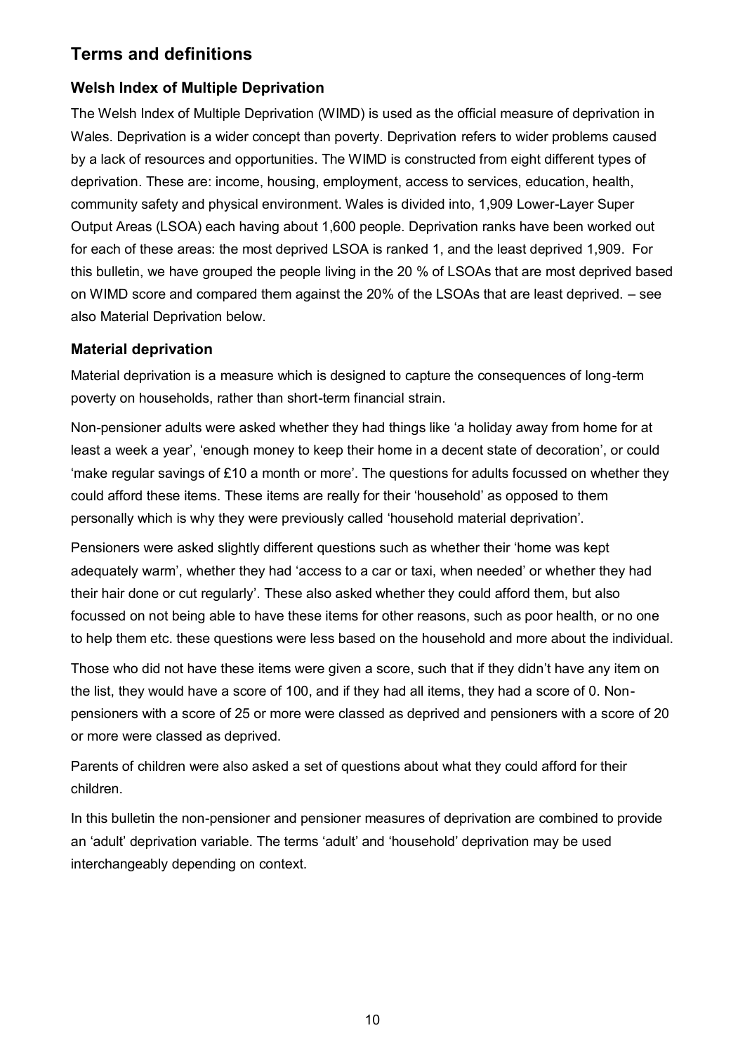## Terms and definitions

### Welsh Index of Multiple Deprivation

The Welsh Index of Multiple Deprivation (WIMD) is used as the official measure of deprivation in Wales. Deprivation is a wider concept than poverty. Deprivation refers to wider problems caused by a lack of resources and opportunities. The WIMD is constructed from eight different types of deprivation. These are: income, housing, employment, access to services, education, health, community safety and physical environment. Wales is divided into, 1,909 Lower-Layer Super Output Areas (LSOA) each having about 1,600 people. Deprivation ranks have been worked out for each of these areas: the most deprived LSOA is ranked 1, and the least deprived 1,909. For this bulletin, we have grouped the people living in the 20 % of LSOAs that are most deprived based on WIMD score and compared them against the 20% of the LSOAs that are least deprived. – see also Material Deprivation below.

### Material deprivation

Material deprivation is a measure which is designed to capture the consequences of long-term poverty on households, rather than short-term financial strain.

Non-pensioner adults were asked whether they had things like 'a holiday away from home for at least a week a year', 'enough money to keep their home in a decent state of decoration', or could 'make regular savings of £10 a month or more'. The questions for adults focussed on whether they could afford these items. These items are really for their 'household' as opposed to them personally which is why they were previously called 'household material deprivation'.

Pensioners were asked slightly different questions such as whether their 'home was kept adequately warm', whether they had 'access to a car or taxi, when needed' or whether they had their hair done or cut regularly'. These also asked whether they could afford them, but also focussed on not being able to have these items for other reasons, such as poor health, or no one to help them etc. these questions were less based on the household and more about the individual.

Those who did not have these items were given a score, such that if they didn't have any item on the list, they would have a score of 100, and if they had all items, they had a score of 0. Non-pensioners with a score of 25 or more were classed as deprived and pensioners with a score of 20 or more were classed as deprived.

Parents of children were also asked a set of questions about what they could afford for their children.

In this bulletin the non-pensioner and pensioner measures of deprivation are combined to provide an 'adult' deprivation variable. The terms 'adult' and 'household' deprivation may be used interchangeably depending on context.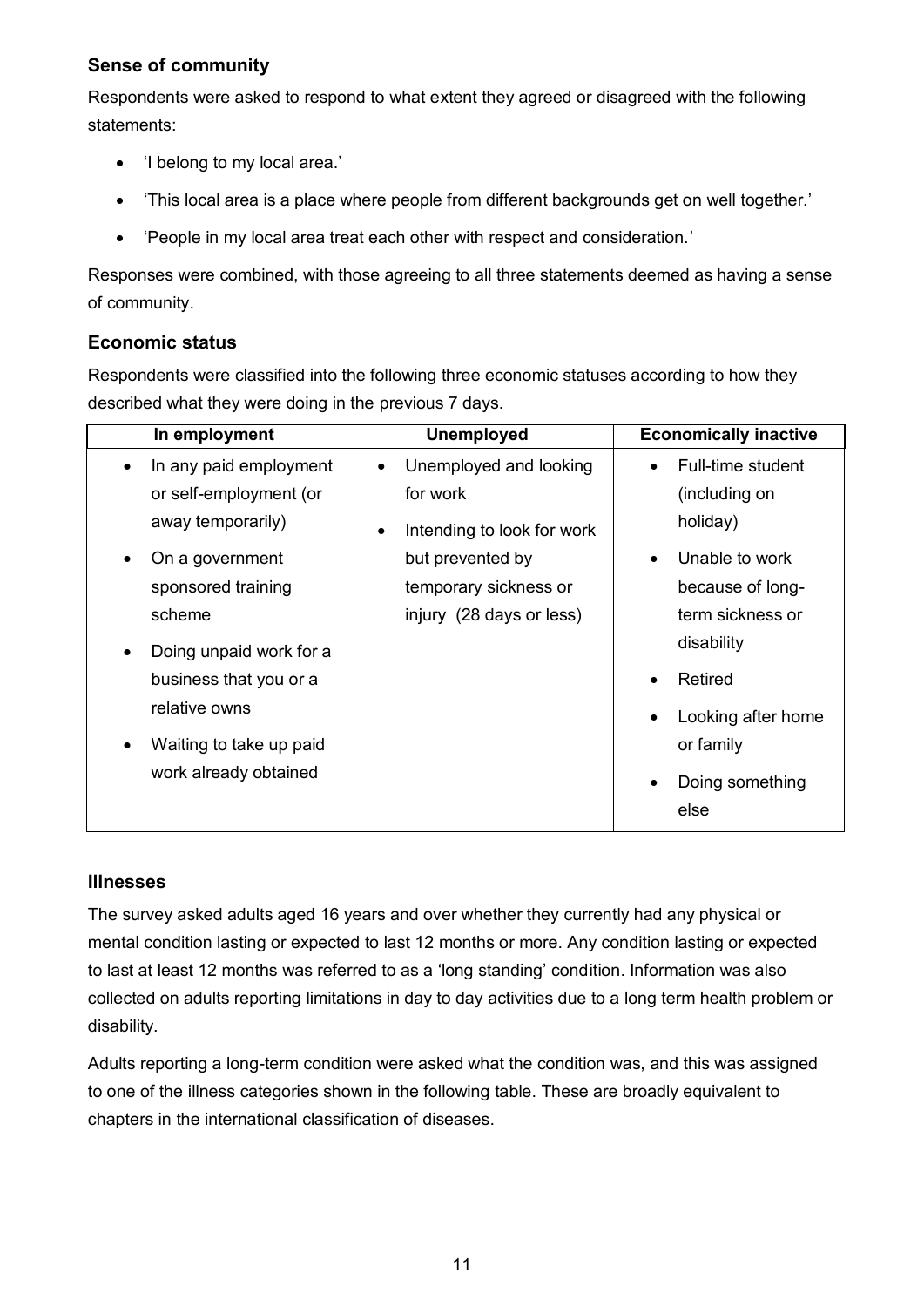### Sense of community

Respondents were asked to respond to what extent they agreed or disagreed with the following statements:

- 'I belong to my local area.'
- 'This local area is a place where people from different backgrounds get on well together.'
- 'People in my local area treat each other with respect and consideration.'

Responses were combined, with those agreeing to all three statements deemed as having a sense of community.

### Economic status

Respondents were classified into the following three economic statuses according to how they described what they were doing in the previous 7 days.

| In employment | Unemployed | Economically inactive |
|---|---|---|
| • In any paid employment or self-employment (or away temporarily)<br>• On a government sponsored training scheme<br>• Doing unpaid work for a business that you or a relative owns<br>• Waiting to take up paid work already obtained | • Unemployed and looking for work<br>• Intending to look for work but prevented by temporary sickness or injury (28 days or less) | • Full-time student (including on holiday)<br>• Unable to work because of long-term sickness or disability<br>• Retired<br>• Looking after home or family<br>• Doing something else |

### Illnesses

The survey asked adults aged 16 years and over whether they currently had any physical or mental condition lasting or expected to last 12 months or more. Any condition lasting or expected to last at least 12 months was referred to as a 'long standing' condition. Information was also collected on adults reporting limitations in day to day activities due to a long term health problem or disability.

Adults reporting a long-term condition were asked what the condition was, and this was assigned to one of the illness categories shown in the following table. These are broadly equivalent to chapters in the international classification of diseases.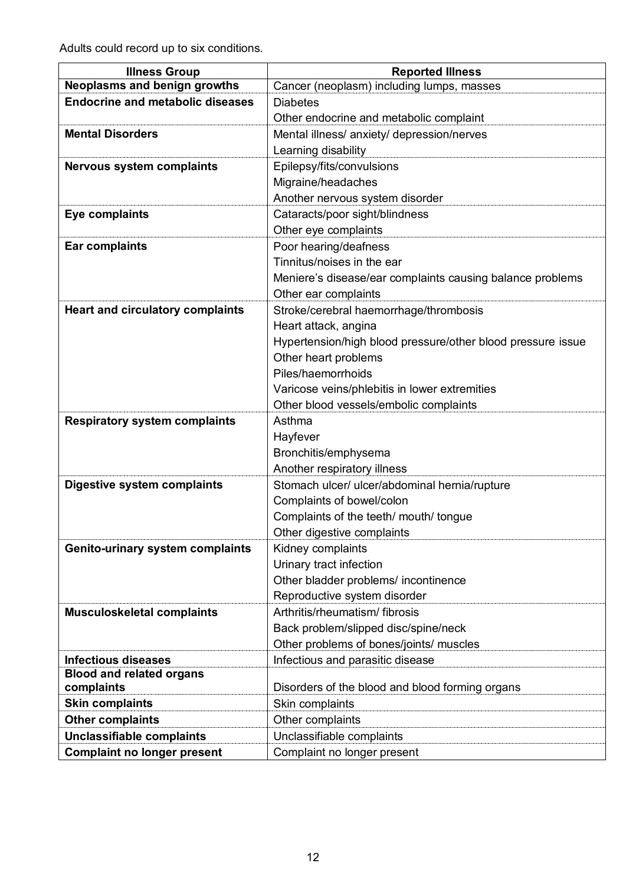Adults could record up to six conditions.

| Illness Group | Reported Illness |
|---|---|
| **Neoplasms and benign growths** | Cancer (neoplasm) including lumps, masses |
| **Endocrine and metabolic diseases** | Diabetes |
| | Other endocrine and metabolic complaint |
| **Mental Disorders** | Mental illness/ anxiety/ depression/nerves |
| | Learning disability |
| **Nervous system complaints** | Epilepsy/fits/convulsions |
| | Migraine/headaches |
| | Another nervous system disorder |
| **Eye complaints** | Cataracts/poor sight/blindness |
| | Other eye complaints |
| **Ear complaints** | Poor hearing/deafness |
| | Tinnitus/noises in the ear |
| | Meniere's disease/ear complaints causing balance problems |
| | Other ear complaints |
| **Heart and circulatory complaints** | Stroke/cerebral haemorrhage/thrombosis |
| | Heart attack, angina |
| | Hypertension/high blood pressure/other blood pressure issue |
| | Other heart problems |
| | Piles/haemorrhoids |
| | Varicose veins/phlebitis in lower extremities |
| | Other blood vessels/embolic complaints |
| **Respiratory system complaints** | Asthma |
| | Hayfever |
| | Bronchitis/emphysema |
| | Another respiratory illness |
| **Digestive system complaints** | Stomach ulcer/ ulcer/abdominal hernia/rupture |
| | Complaints of bowel/colon |
| | Complaints of the teeth/ mouth/ tongue |
| | Other digestive complaints |
| **Genito-urinary system complaints** | Kidney complaints |
| | Urinary tract infection |
| | Other bladder problems/ incontinence |
| | Reproductive system disorder |
| **Musculoskeletal complaints** | Arthritis/rheumatism/ fibrosis |
| | Back problem/slipped disc/spine/neck |
| | Other problems of bones/joints/ muscles |
| **Infectious diseases** | Infectious and parasitic disease |
| **Blood and related organs complaints** | Disorders of the blood and blood forming organs |
| **Skin complaints** | Skin complaints |
| **Other complaints** | Other complaints |
| **Unclassifiable complaints** | Unclassifiable complaints |
| **Complaint no longer present** | Complaint no longer present |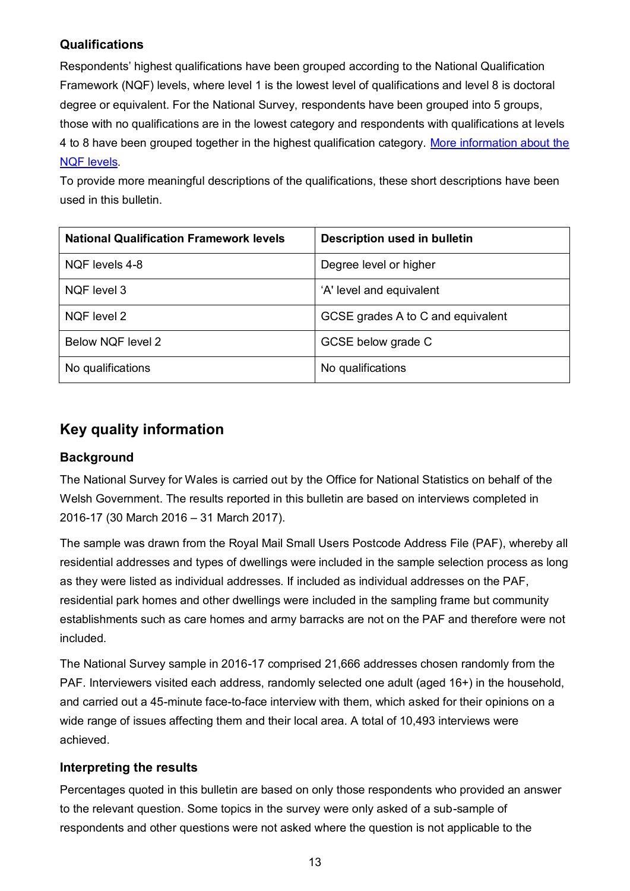### Qualifications

Respondents' highest qualifications have been grouped according to the National Qualification Framework (NQF) levels, where level 1 is the lowest level of qualifications and level 8 is doctoral degree or equivalent. For the National Survey, respondents have been grouped into 5 groups, those with no qualifications are in the lowest category and respondents with qualifications at levels 4 to 8 have been grouped together in the highest qualification category. [More information about the NQF levels](#).

To provide more meaningful descriptions of the qualifications, these short descriptions have been used in this bulletin.

| National Qualification Framework levels | Description used in bulletin |
|---|---|
| NQF levels 4-8 | Degree level or higher |
| NQF level 3 | 'A' level and equivalent |
| NQF level 2 | GCSE grades A to C and equivalent |
| Below NQF level 2 | GCSE below grade C |
| No qualifications | No qualifications |

## Key quality information

### Background

The National Survey for Wales is carried out by the Office for National Statistics on behalf of the Welsh Government. The results reported in this bulletin are based on interviews completed in 2016-17 (30 March 2016 – 31 March 2017).

The sample was drawn from the Royal Mail Small Users Postcode Address File (PAF), whereby all residential addresses and types of dwellings were included in the sample selection process as long as they were listed as individual addresses. If included as individual addresses on the PAF, residential park homes and other dwellings were included in the sampling frame but community establishments such as care homes and army barracks are not on the PAF and therefore were not included.

The National Survey sample in 2016-17 comprised 21,666 addresses chosen randomly from the PAF. Interviewers visited each address, randomly selected one adult (aged 16+) in the household, and carried out a 45-minute face-to-face interview with them, which asked for their opinions on a wide range of issues affecting them and their local area. A total of 10,493 interviews were achieved.

### Interpreting the results

Percentages quoted in this bulletin are based on only those respondents who provided an answer to the relevant question. Some topics in the survey were only asked of a sub-sample of respondents and other questions were not asked where the question is not applicable to the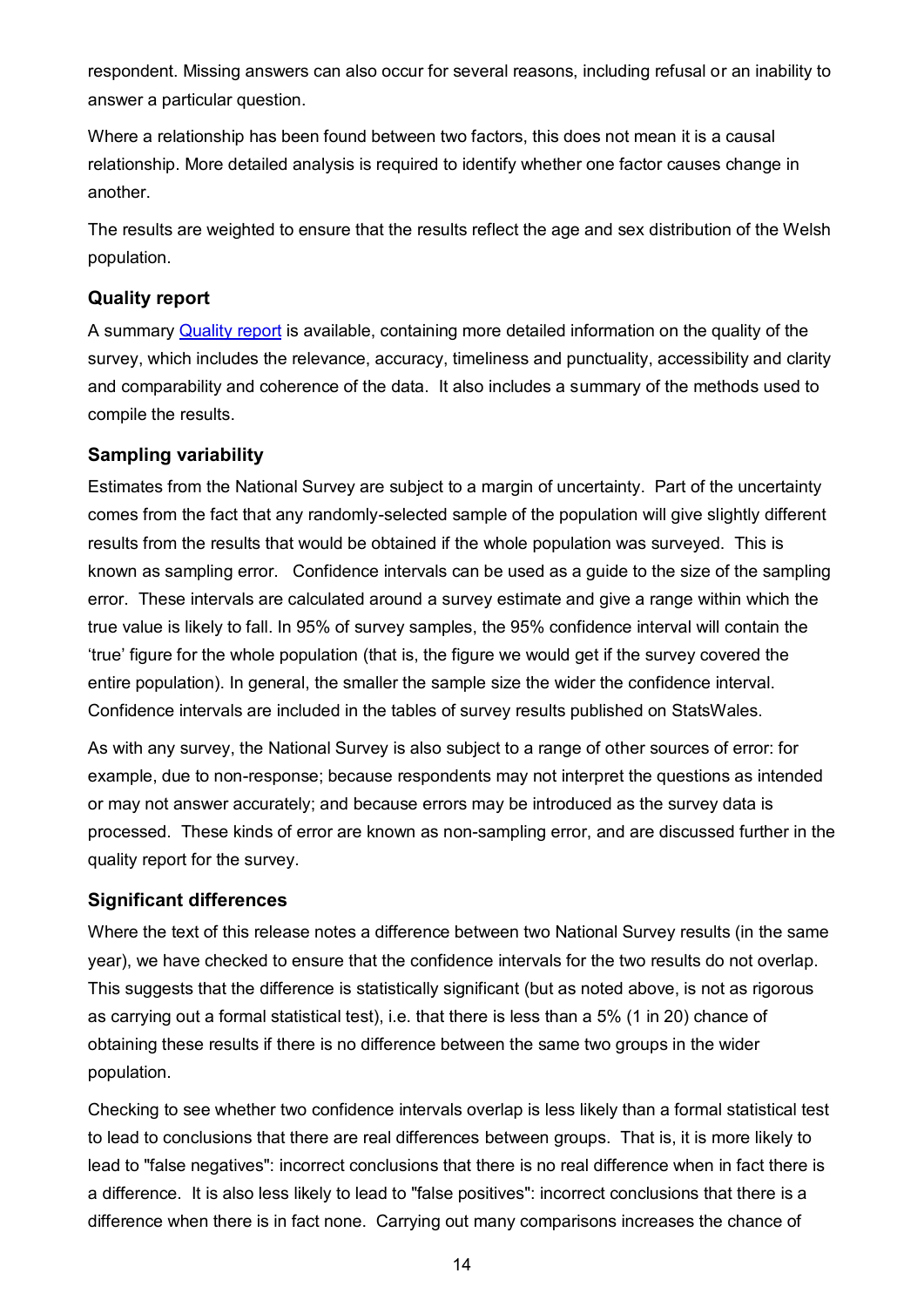respondent. Missing answers can also occur for several reasons, including refusal or an inability to answer a particular question.

Where a relationship has been found between two factors, this does not mean it is a causal relationship. More detailed analysis is required to identify whether one factor causes change in another.

The results are weighted to ensure that the results reflect the age and sex distribution of the Welsh population.

### Quality report

A summary [Quality report]() is available, containing more detailed information on the quality of the survey, which includes the relevance, accuracy, timeliness and punctuality, accessibility and clarity and comparability and coherence of the data. It also includes a summary of the methods used to compile the results.

### Sampling variability

Estimates from the National Survey are subject to a margin of uncertainty. Part of the uncertainty comes from the fact that any randomly-selected sample of the population will give slightly different results from the results that would be obtained if the whole population was surveyed. This is known as sampling error. Confidence intervals can be used as a guide to the size of the sampling error. These intervals are calculated around a survey estimate and give a range within which the true value is likely to fall. In 95% of survey samples, the 95% confidence interval will contain the 'true' figure for the whole population (that is, the figure we would get if the survey covered the entire population). In general, the smaller the sample size the wider the confidence interval. Confidence intervals are included in the tables of survey results published on StatsWales.

As with any survey, the National Survey is also subject to a range of other sources of error: for example, due to non-response; because respondents may not interpret the questions as intended or may not answer accurately; and because errors may be introduced as the survey data is processed. These kinds of error are known as non-sampling error, and are discussed further in the quality report for the survey.

### Significant differences

Where the text of this release notes a difference between two National Survey results (in the same year), we have checked to ensure that the confidence intervals for the two results do not overlap. This suggests that the difference is statistically significant (but as noted above, is not as rigorous as carrying out a formal statistical test), i.e. that there is less than a 5% (1 in 20) chance of obtaining these results if there is no difference between the same two groups in the wider population.

Checking to see whether two confidence intervals overlap is less likely than a formal statistical test to lead to conclusions that there are real differences between groups. That is, it is more likely to lead to "false negatives": incorrect conclusions that there is no real difference when in fact there is a difference. It is also less likely to lead to "false positives": incorrect conclusions that there is a difference when there is in fact none. Carrying out many comparisons increases the chance of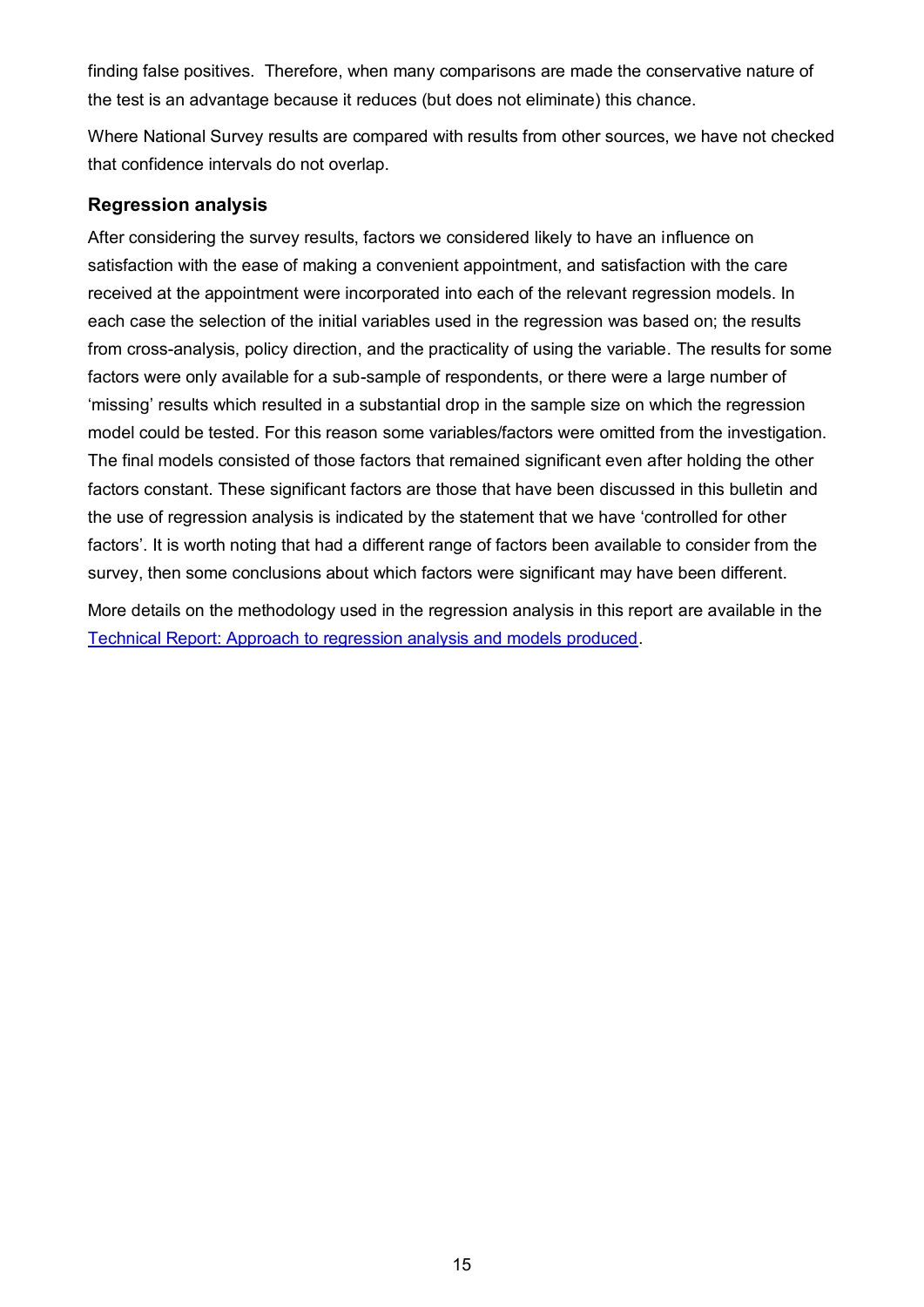finding false positives.  Therefore, when many comparisons are made the conservative nature of the test is an advantage because it reduces (but does not eliminate) this chance.

Where National Survey results are compared with results from other sources, we have not checked that confidence intervals do not overlap.

### Regression analysis

After considering the survey results, factors we considered likely to have an influence on satisfaction with the ease of making a convenient appointment, and satisfaction with the care received at the appointment were incorporated into each of the relevant regression models. In each case the selection of the initial variables used in the regression was based on; the results from cross-analysis, policy direction, and the practicality of using the variable. The results for some factors were only available for a sub-sample of respondents, or there were a large number of 'missing' results which resulted in a substantial drop in the sample size on which the regression model could be tested. For this reason some variables/factors were omitted from the investigation. The final models consisted of those factors that remained significant even after holding the other factors constant. These significant factors are those that have been discussed in this bulletin and the use of regression analysis is indicated by the statement that we have 'controlled for other factors'. It is worth noting that had a different range of factors been available to consider from the survey, then some conclusions about which factors were significant may have been different.

More details on the methodology used in the regression analysis in this report are available in the Technical Report: Approach to regression analysis and models produced.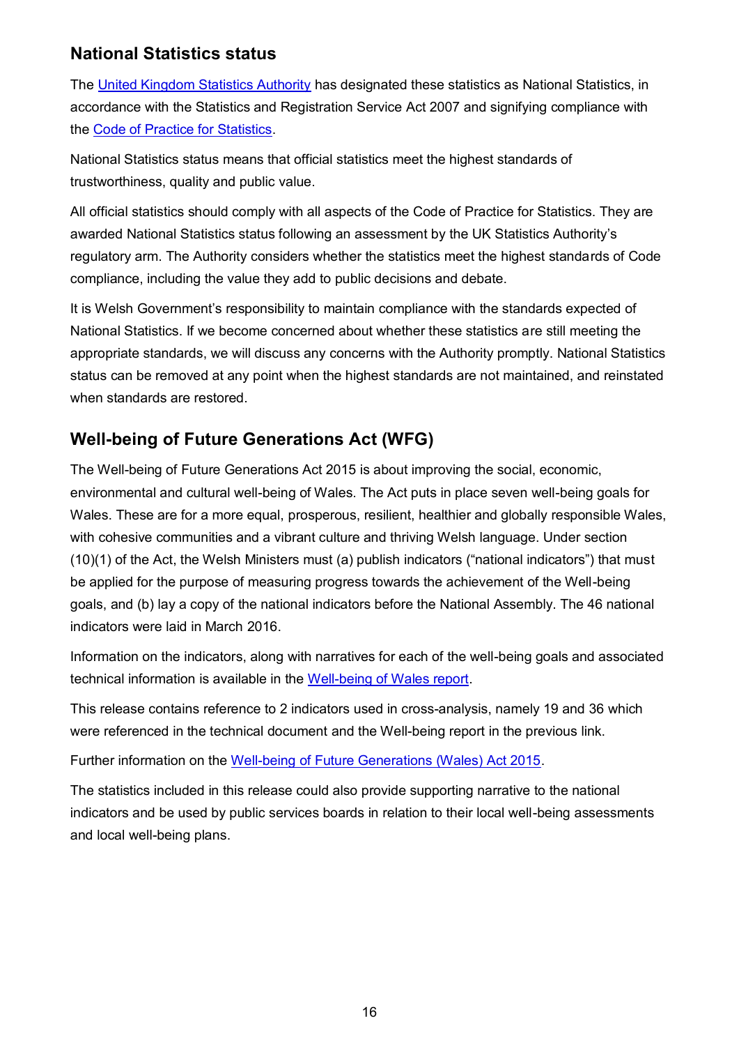## National Statistics status

The [United Kingdom Statistics Authority] has designated these statistics as National Statistics, in accordance with the Statistics and Registration Service Act 2007 and signifying compliance with the [Code of Practice for Statistics].

National Statistics status means that official statistics meet the highest standards of trustworthiness, quality and public value.

All official statistics should comply with all aspects of the Code of Practice for Statistics. They are awarded National Statistics status following an assessment by the UK Statistics Authority's regulatory arm. The Authority considers whether the statistics meet the highest standards of Code compliance, including the value they add to public decisions and debate.

It is Welsh Government's responsibility to maintain compliance with the standards expected of National Statistics. If we become concerned about whether these statistics are still meeting the appropriate standards, we will discuss any concerns with the Authority promptly. National Statistics status can be removed at any point when the highest standards are not maintained, and reinstated when standards are restored.

## Well-being of Future Generations Act (WFG)

The Well-being of Future Generations Act 2015 is about improving the social, economic, environmental and cultural well-being of Wales. The Act puts in place seven well-being goals for Wales. These are for a more equal, prosperous, resilient, healthier and globally responsible Wales, with cohesive communities and a vibrant culture and thriving Welsh language. Under section (10)(1) of the Act, the Welsh Ministers must (a) publish indicators ("national indicators") that must be applied for the purpose of measuring progress towards the achievement of the Well-being goals, and (b) lay a copy of the national indicators before the National Assembly. The 46 national indicators were laid in March 2016.

Information on the indicators, along with narratives for each of the well-being goals and associated technical information is available in the [Well-being of Wales report].

This release contains reference to 2 indicators used in cross-analysis, namely 19 and 36 which were referenced in the technical document and the Well-being report in the previous link.

Further information on the [Well-being of Future Generations (Wales) Act 2015].

The statistics included in this release could also provide supporting narrative to the national indicators and be used by public services boards in relation to their local well-being assessments and local well-being plans.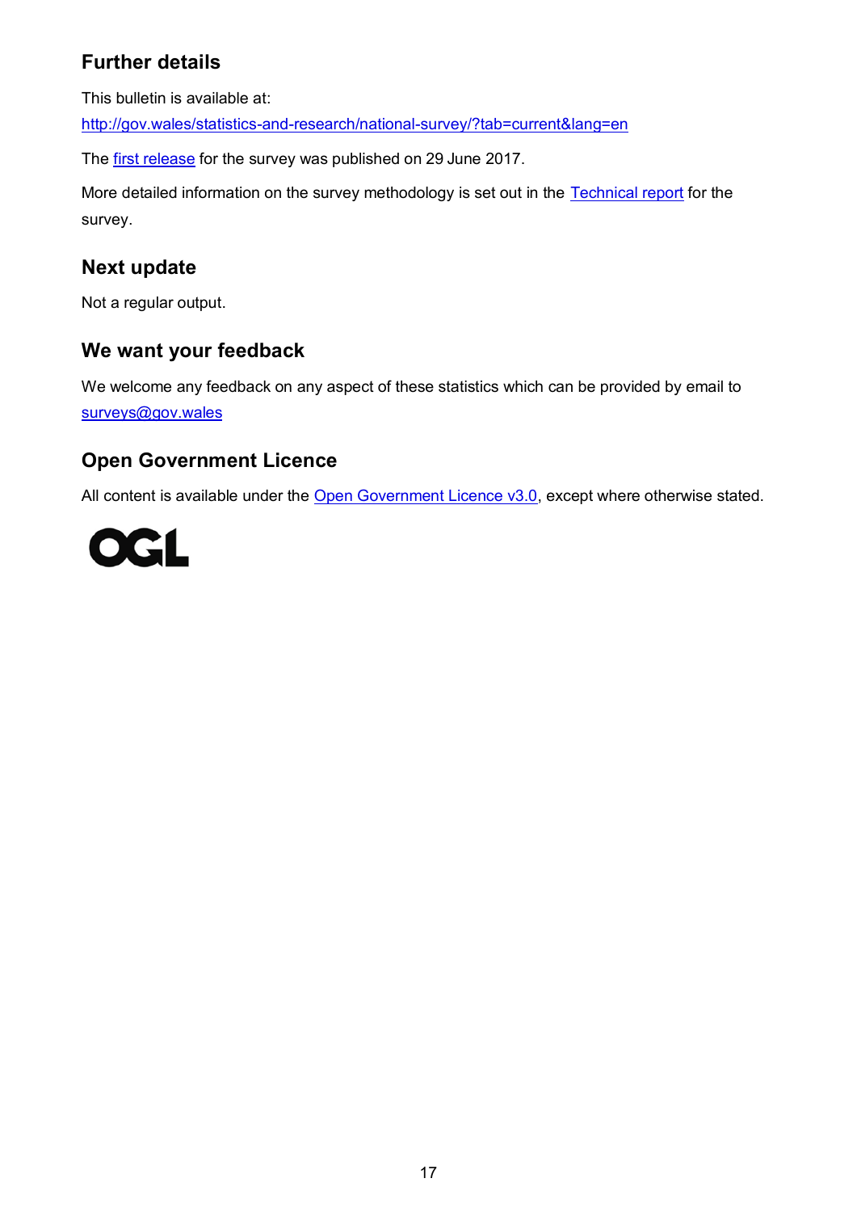## Further details

This bulletin is available at:
http://gov.wales/statistics-and-research/national-survey/?tab=current&lang=en

The first release for the survey was published on 29 June 2017.

More detailed information on the survey methodology is set out in the Technical report for the survey.

## Next update

Not a regular output.

## We want your feedback

We welcome any feedback on any aspect of these statistics which can be provided by email to surveys@gov.wales

## Open Government Licence

All content is available under the Open Government Licence v3.0, except where otherwise stated.

OGL